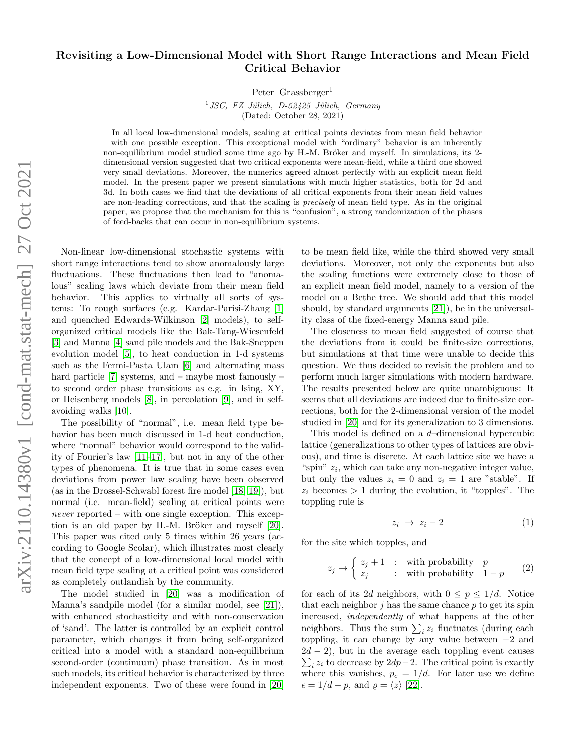# Revisiting a Low-Dimensional Model with Short Range Interactions and Mean Field Critical Behavior

Peter Grassberger[1]

[1] *JSC, FZ Jülich, D-52425 Jülich, Germany*
(Dated: October 28, 2021)

In all local low-dimensional models, scaling at critical points deviates from mean field behavior – with one possible exception. This exceptional model with "ordinary" behavior is an inherently non-equilibrium model studied some time ago by H.-M. Bröker and myself. In simulations, its 2-dimensional version suggested that two critical exponents were mean-field, while a third one showed very small deviations. Moreover, the numerics agreed almost perfectly with an explicit mean field model. In the present paper we present simulations with much higher statistics, both for 2d and 3d. In both cases we find that the deviations of all critical exponents from their mean field values are non-leading corrections, and that the scaling is *precisely* of mean field type. As in the original paper, we propose that the mechanism for this is "confusion", a strong randomization of the phases of feed-backs that can occur in non-equilibrium systems.

Non-linear low-dimensional stochastic systems with short range interactions tend to show anomalously large fluctuations. These fluctuations then lead to "anomalous" scaling laws which deviate from their mean field behavior. This applies to virtually all sorts of systems: To rough surfaces (e.g. Kardar-Parisi-Zhang [1] and quenched Edwards-Wilkinson [2] models), to self-organized critical models like the Bak-Tang-Wiesenfeld [3] and Manna [4] sand pile models and the Bak-Sneppen evolution model [5], to heat conduction in 1-d systems such as the Fermi-Pasta Ulam [6] and alternating mass hard particle [7] systems, and – maybe most famously – to second order phase transitions as e.g. in Ising, XY, or Heisenberg models [8], in percolation [9], and in self-avoiding walks [10].

The possibility of "normal", i.e. mean field type behavior has been much discussed in 1-d heat conduction, where "normal" behavior would correspond to the validity of Fourier's law [11–17], but not in any of the other types of phenomena. It is true that in some cases even deviations from power law scaling have been observed (as in the Drossel-Schwabl forest fire model [18, 19]), but normal (i.e. mean-field) scaling at critical points were *never* reported – with one single exception. This exception is an old paper by H.-M. Bröker and myself [20]. This paper was cited only 5 times within 26 years (according to Google Scolar), which illustrates most clearly that the concept of a low-dimensional local model with mean field type scaling at a critical point was considered as completely outlandish by the community.

The model studied in [20] was a modification of Manna's sandpile model (for a similar model, see [21]), with enhanced stochasticity and with non-conservation of 'sand'. The latter is controlled by an explicit control parameter, which changes it from being self-organized critical into a model with a standard non-equilibrium second-order (continuum) phase transition. As in most such models, its critical behavior is characterized by three independent exponents. Two of these were found in [20] to be mean field like, while the third showed very small deviations. Moreover, not only the exponents but also the scaling functions were extremely close to those of an explicit mean field model, namely to a version of the model on a Bethe tree. We should add that this model should, by standard arguments [21]), be in the universality class of the fixed-energy Manna sand pile.

The closeness to mean field suggested of course that the deviations from it could be finite-size corrections, but simulations at that time were unable to decide this question. We thus decided to revisit the problem and to perform much larger simulations with modern hardware. The results presented below are quite unambiguous: It seems that all deviations are indeed due to finite-size corrections, both for the 2-dimensional version of the model studied in [20] and for its generalization to 3 dimensions.

This model is defined on a $d$–dimensional hypercubic lattice (generalizations to other types of lattices are obvious), and time is discrete. At each lattice site we have a "spin" $z_i$, which can take any non-negative integer value, but only the values $z_i = 0$ and $z_i = 1$ are "stable". If $z_i$ becomes $> 1$ during the evolution, it "topples". The toppling rule is

$$z_i \;\to\; z_i - 2 \tag{1}$$

for the site which topples, and

$$z_j \to \begin{cases} z_j + 1 & : \quad \text{with probability} \quad p \\ z_j & : \quad \text{with probability} \quad 1-p \end{cases} \tag{2}$$

for each of its $2d$ neighbors, with $0 \leq p \leq 1/d$. Notice that each neighbor $j$ has the same chance $p$ to get its spin increased, *independently* of what happens at the other neighbors. Thus the sum $\sum_i z_i$ fluctuates (during each toppling, it can change by any value between $-2$ and $2d-2$), but in the average each toppling event causes $\sum_i z_i$ to decrease by $2dp-2$. The critical point is exactly where this vanishes, $p_c = 1/d$. For later use we define $\epsilon = 1/d - p$, and $\varrho = \langle z \rangle$ [22].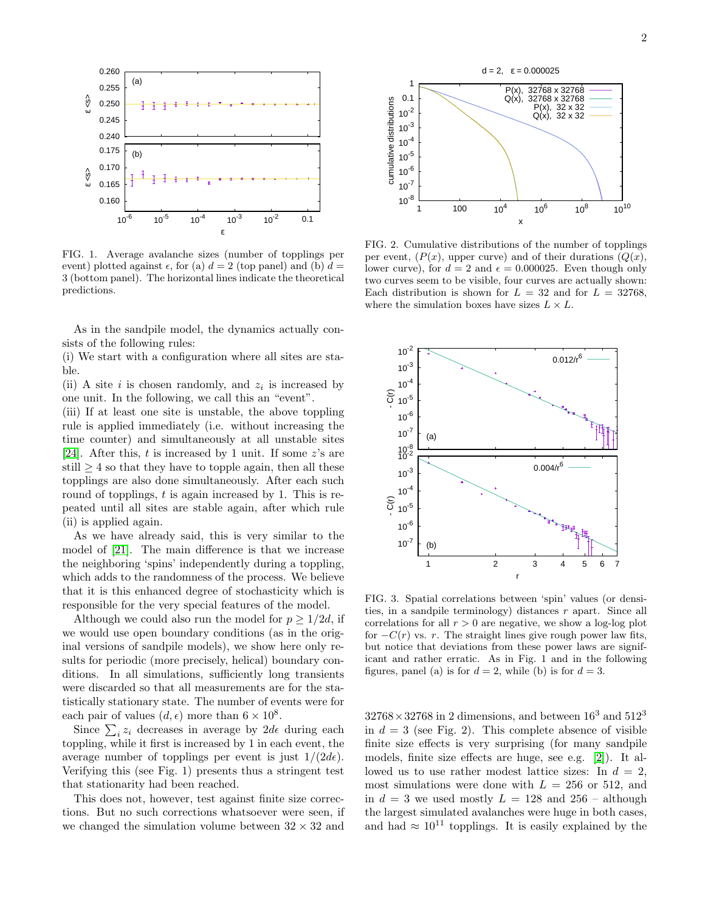FIG. 1. Average avalanche sizes (number of topplings per event) plotted against $\epsilon$, for (a) $d = 2$ (top panel) and (b) $d = 3$ (bottom panel). The horizontal lines indicate the theoretical predictions.

FIG. 2. Cumulative distributions of the number of topplings per event, ($P(x)$, upper curve) and of their durations ($Q(x)$, lower curve), for $d = 2$ and $\epsilon = 0.000025$. Even though only two curves seem to be visible, four curves are actually shown: Each distribution is shown for $L = 32$ and for $L = 32768$, where the simulation boxes have sizes $L \times L$.

FIG. 3. Spatial correlations between 'spin' values (or densities, in a sandpile terminology) distances $r$ apart. Since all correlations for all $r > 0$ are negative, we show a log-log plot for $-C(r)$ vs. $r$. The straight lines give rough power law fits, but notice that deviations from these power laws are significant and rather erratic. As in Fig. 1 and in the following figures, panel (a) is for $d = 2$, while (b) is for $d = 3$.

As in the sandpile model, the dynamics actually consists of the following rules:

(i) We start with a configuration where all sites are stable.

(ii) A site $i$ is chosen randomly, and $z_i$ is increased by one unit. In the following, we call this an "event".

(iii) If at least one site is unstable, the above toppling rule is applied immediately (i.e. without increasing the time counter) and simultaneously at all unstable sites [24]. After this, $t$ is increased by 1 unit. If some $z$'s are still $\geq 4$ so that they have to topple again, then all these topplings are also done simultaneously. After each such round of topplings, $t$ is again increased by 1. This is repeated until all sites are stable again, after which rule (ii) is applied again.

As we have already said, this is very similar to the model of [21]. The main difference is that we increase the neighboring 'spins' independently during a toppling, which adds to the randomness of the process. We believe that it is this enhanced degree of stochasticity which is responsible for the very special features of the model.

Although we could also run the model for $p \geq 1/2d$, if we would use open boundary conditions (as in the original versions of sandpile models), we show here only results for periodic (more precisely, helical) boundary conditions. In all simulations, sufficiently long transients were discarded so that all measurements are for the statistically stationary state. The number of events were for each pair of values $(d, \epsilon)$ more than $6 \times 10^8$.

Since $\sum_i z_i$ decreases in average by $2d\epsilon$ during each toppling, while it first is increased by 1 in each event, the average number of topplings per event is just $1/(2d\epsilon)$. Verifying this (see Fig. 1) presents thus a stringent test that stationarity had been reached.

This does not, however, test against finite size corrections. But no such corrections whatsoever were seen, if we changed the simulation volume between $32 \times 32$ and $32768 \times 32768$ in 2 dimensions, and between $16^3$ and $512^3$ in $d = 3$ (see Fig. 2). This complete absence of visible finite size effects is very surprising (for many sandpile models, finite size effects are huge, see e.g. [2]). It allowed us to use rather modest lattice sizes: In $d = 2$, most simulations were done with $L = 256$ or 512, and in $d = 3$ we used mostly $L = 128$ and 256 – although the largest simulated avalanches were huge in both cases, and had $\approx 10^{11}$ topplings. It is easily explained by the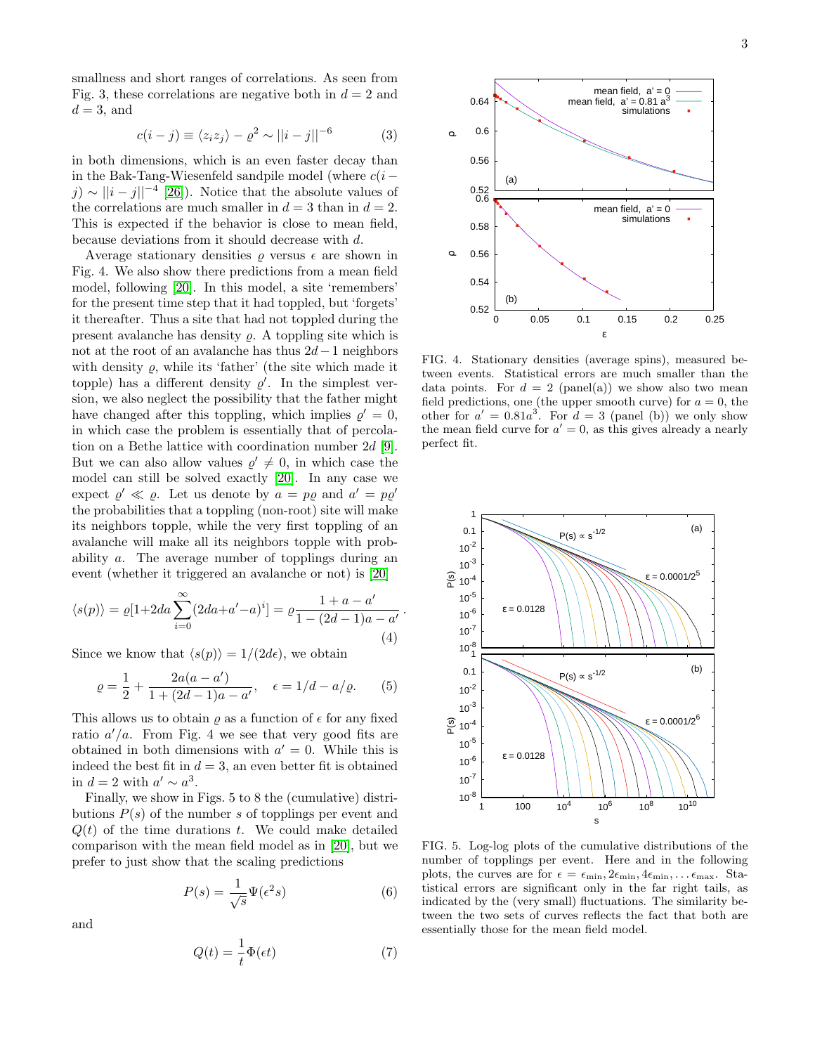smallness and short ranges of correlations. As seen from Fig. 3, these correlations are negative both in $d = 2$ and $d = 3$, and

$$c(i-j) \equiv \langle z_i z_j \rangle - \varrho^2 \sim ||i-j||^{-6} \qquad (3)$$

in both dimensions, which is an even faster decay than in the Bak-Tang-Wiesenfeld sandpile model (where $c(i-j) \sim ||i-j||^{-4}$ [26]). Notice that the absolute values of the correlations are much smaller in $d = 3$ than in $d = 2$. This is expected if the behavior is close to mean field, because deviations from it should decrease with $d$.

Average stationary densities $\varrho$ versus $\epsilon$ are shown in Fig. 4. We also show there predictions from a mean field model, following [20]. In this model, a site 'remembers' for the present time step that it had toppled, but 'forgets' it thereafter. Thus a site that had not toppled during the present avalanche has density $\varrho$. A toppling site which is not at the root of an avalanche has thus $2d-1$ neighbors with density $\varrho$, while its 'father' (the site which made it topple) has a different density $\varrho'$. In the simplest version, we also neglect the possibility that the father might have changed after this toppling, which implies $\varrho' = 0$, in which case the problem is essentially that of percolation on a Bethe lattice with coordination number $2d$ [9]. But we can also allow values $\varrho' \neq 0$, in which case the model can still be solved exactly [20]. In any case we expect $\varrho' \ll \varrho$. Let us denote by $a = p\varrho$ and $a' = p\varrho'$ the probabilities that a toppling (non-root) site will make its neighbors topple, while the very first toppling of an avalanche will make all its neighbors topple with probability $a$. The average number of topplings during an event (whether it triggered an avalanche or not) is [20]

$$\langle s(p) \rangle = \varrho[1+2da\sum_{i=0}^{\infty}(2da+a'-a)^i] = \varrho\frac{1+a-a'}{1-(2d-1)a-a'} \,. \qquad (4)$$

Since we know that $\langle s(p) \rangle = 1/(2d\epsilon)$, we obtain

$$\varrho = \frac{1}{2} + \frac{2a(a-a')}{1+(2d-1)a-a'}, \quad \epsilon = 1/d - a/\varrho. \qquad (5)$$

This allows us to obtain $\varrho$ as a function of $\epsilon$ for any fixed ratio $a'/a$. From Fig. 4 we see that very good fits are obtained in both dimensions with $a' = 0$. While this is indeed the best fit in $d = 3$, an even better fit is obtained in $d = 2$ with $a' \sim a^3$.

Finally, we show in Figs. 5 to 8 the (cumulative) distributions $P(s)$ of the number $s$ of topplings per event and $Q(t)$ of the time durations $t$. We could make detailed comparison with the mean field model as in [20], but we prefer to just show that the scaling predictions

$$P(s) = \frac{1}{\sqrt{s}}\Psi(\epsilon^2 s) \qquad (6)$$

and

$$Q(t) = \frac{1}{t}\Phi(\epsilon t) \qquad (7)$$

FIG. 4. Stationary densities (average spins), measured between events. Statistical errors are much smaller than the data points. For $d = 2$ (panel(a)) we show also two mean field predictions, one (the upper smooth curve) for $a = 0$, the other for $a' = 0.81a^3$. For $d = 3$ (panel (b)) we only show the mean field curve for $a' = 0$, as this gives already a nearly perfect fit.

FIG. 5. Log-log plots of the cumulative distributions of the number of topplings per event. Here and in the following plots, the curves are for $\epsilon = \epsilon_{\min}, 2\epsilon_{\min}, 4\epsilon_{\min}, \ldots \epsilon_{\max}$. Statistical errors are significant only in the far right tails, as indicated by the (very small) fluctuations. The similarity between the two sets of curves reflects the fact that both are essentially those for the mean field model.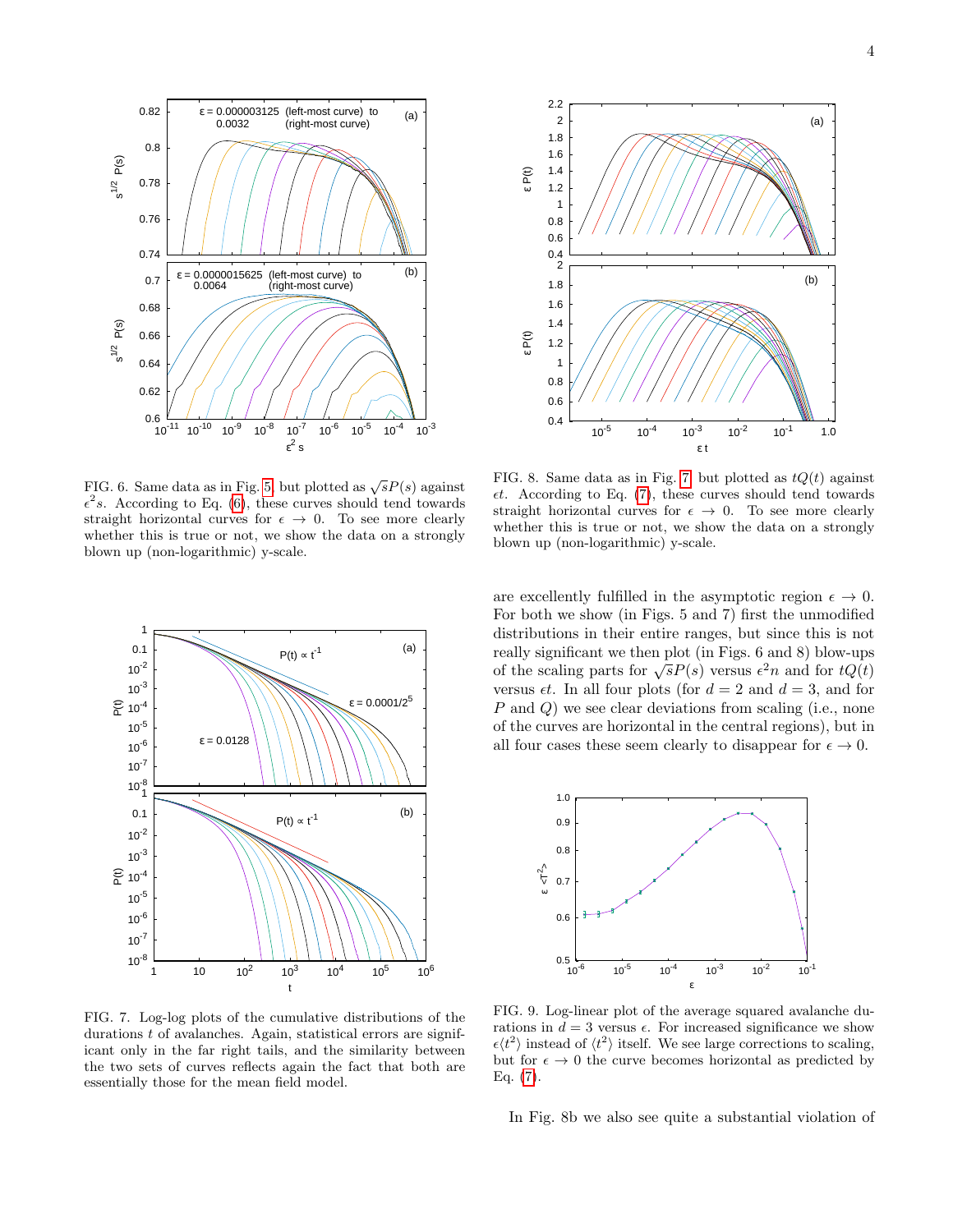FIG. 6. Same data as in Fig. 5 but plotted as $\sqrt{s}P(s)$ against $\epsilon^2 s$. According to Eq. (6), these curves should tend towards straight horizontal curves for $\epsilon \to 0$. To see more clearly whether this is true or not, we show the data on a strongly blown up (non-logarithmic) y-scale.

FIG. 7. Log-log plots of the cumulative distributions of the durations $t$ of avalanches. Again, statistical errors are significant only in the far right tails, and the similarity between the two sets of curves reflects again the fact that both are essentially those for the mean field model.

FIG. 8. Same data as in Fig. 7 but plotted as $tQ(t)$ against $\epsilon t$. According to Eq. (7), these curves should tend towards straight horizontal curves for $\epsilon \to 0$. To see more clearly whether this is true or not, we show the data on a strongly blown up (non-logarithmic) y-scale.

are excellently fulfilled in the asymptotic region $\epsilon \to 0$. For both we show (in Figs. 5 and 7) first the unmodified distributions in their entire ranges, but since this is not really significant we then plot (in Figs. 6 and 8) blow-ups of the scaling parts for $\sqrt{s}P(s)$ versus $\epsilon^2 n$ and for $tQ(t)$ versus $\epsilon t$. In all four plots (for $d = 2$ and $d = 3$, and for $P$ and $Q$) we see clear deviations from scaling (i.e., none of the curves are horizontal in the central regions), but in all four cases these seem clearly to disappear for $\epsilon \to 0$.

FIG. 9. Log-linear plot of the average squared avalanche durations in $d = 3$ versus $\epsilon$. For increased significance we show $\epsilon\langle t^2\rangle$ instead of $\langle t^2\rangle$ itself. We see large corrections to scaling, but for $\epsilon \to 0$ the curve becomes horizontal as predicted by Eq. (7).

In Fig. 8b we also see quite a substantial violation of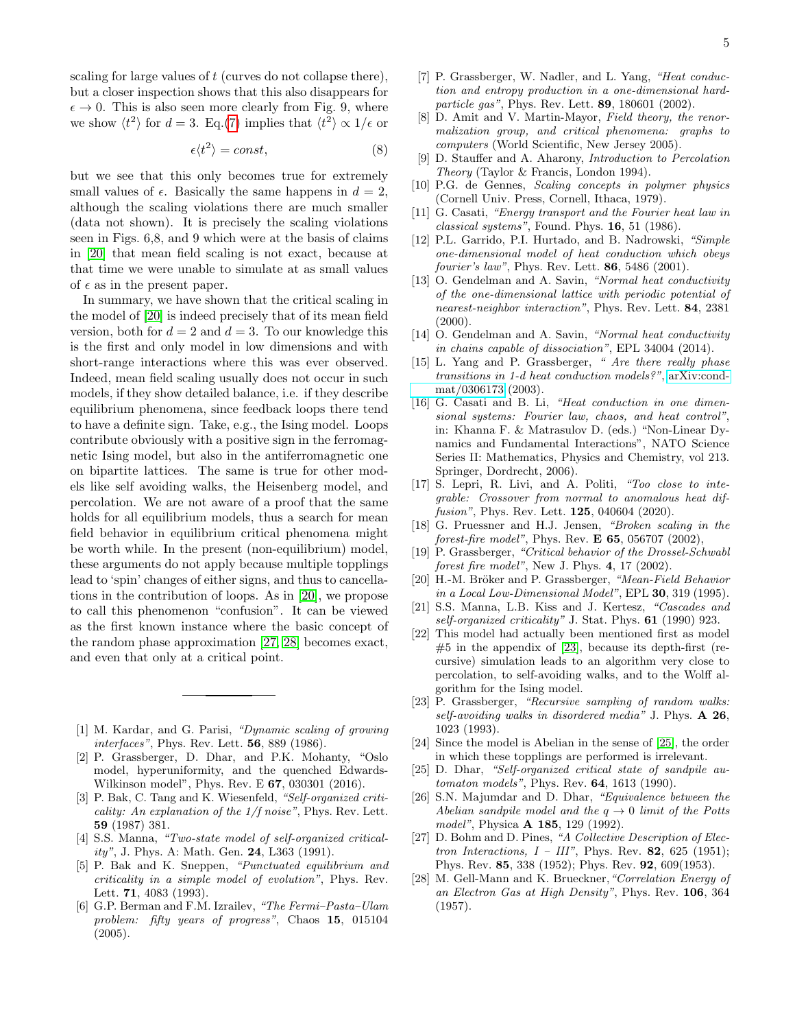scaling for large values of $t$ (curves do not collapse there), but a closer inspection shows that this also disappears for $\epsilon \to 0$. This is also seen more clearly from Fig. 9, where we show $\langle t^2 \rangle$ for $d = 3$. Eq.(7) implies that $\langle t^2 \rangle \propto 1/\epsilon$ or

$$\epsilon \langle t^2 \rangle = const, \tag{8}$$

but we see that this only becomes true for extremely small values of $\epsilon$. Basically the same happens in $d = 2$, although the scaling violations there are much smaller (data not shown). It is precisely the scaling violations seen in Figs. 6,8, and 9 which were at the basis of claims in [20] that mean field scaling is not exact, because at that time we were unable to simulate at as small values of $\epsilon$ as in the present paper.

In summary, we have shown that the critical scaling in the model of [20] is indeed precisely that of its mean field version, both for $d = 2$ and $d = 3$. To our knowledge this is the first and only model in low dimensions and with short-range interactions where this was ever observed. Indeed, mean field scaling usually does not occur in such models, if they show detailed balance, i.e. if they describe equilibrium phenomena, since feedback loops there tend to have a definite sign. Take, e.g., the Ising model. Loops contribute obviously with a positive sign in the ferromagnetic Ising model, but also in the antiferromagnetic one on bipartite lattices. The same is true for other models like self avoiding walks, the Heisenberg model, and percolation. We are not aware of a proof that the same holds for all equilibrium models, thus a search for mean field behavior in equilibrium critical phenomena might be worth while. In the present (non-equilibrium) model, these arguments do not apply because multiple topplings lead to 'spin' changes of either signs, and thus to cancellations in the contribution of loops. As in [20], we propose to call this phenomenon "confusion". It can be viewed as the first known instance where the basic concept of the random phase approximation [27, 28] becomes exact, and even that only at a critical point.

---

[1] M. Kardar, and G. Parisi, *"Dynamic scaling of growing interfaces"*, Phys. Rev. Lett. **56**, 889 (1986).

[2] P. Grassberger, D. Dhar, and P.K. Mohanty, "Oslo model, hyperuniformity, and the quenched Edwards-Wilkinson model", Phys. Rev. E **67**, 030301 (2016).

[3] P. Bak, C. Tang and K. Wiesenfeld, *"Self-organized criticality: An explanation of the 1/f noise"*, Phys. Rev. Lett. **59** (1987) 381.

[4] S.S. Manna, *"Two-state model of self-organized criticality"*, J. Phys. A: Math. Gen. **24**, L363 (1991).

[5] P. Bak and K. Sneppen, *"Punctuated equilibrium and criticality in a simple model of evolution"*, Phys. Rev. Lett. **71**, 4083 (1993).

[6] G.P. Berman and F.M. Izrailev, *"The Fermi–Pasta–Ulam problem: fifty years of progress"*, Chaos **15**, 015104 (2005).

[7] P. Grassberger, W. Nadler, and L. Yang, *"Heat conduction and entropy production in a one-dimensional hard-particle gas"*, Phys. Rev. Lett. **89**, 180601 (2002).

[8] D. Amit and V. Martin-Mayor, *Field theory, the renormalization group, and critical phenomena: graphs to computers* (World Scientific, New Jersey 2005).

[9] D. Stauffer and A. Aharony, *Introduction to Percolation Theory* (Taylor & Francis, London 1994).

[10] P.G. de Gennes, *Scaling concepts in polymer physics* (Cornell Univ. Press, Cornell, Ithaca, 1979).

[11] G. Casati, *"Energy transport and the Fourier heat law in classical systems"*, Found. Phys. **16**, 51 (1986).

[12] P.L. Garrido, P.I. Hurtado, and B. Nadrowski, *"Simple one-dimensional model of heat conduction which obeys fourier's law"*, Phys. Rev. Lett. **86**, 5486 (2001).

[13] O. Gendelman and A. Savin, *"Normal heat conductivity of the one-dimensional lattice with periodic potential of nearest-neighbor interaction"*, Phys. Rev. Lett. **84**, 2381 (2000).

[14] O. Gendelman and A. Savin, *"Normal heat conductivity in chains capable of dissociation"*, EPL 34004 (2014).

[15] L. Yang and P. Grassberger, *" Are there really phase transitions in 1-d heat conduction models?"*, arXiv:cond-mat/0306173 (2003).

[16] G. Casati and B. Li, *"Heat conduction in one dimensional systems: Fourier law, chaos, and heat control"*, in: Khanna F. & Matrasulov D. (eds.) "Non-Linear Dynamics and Fundamental Interactions", NATO Science Series II: Mathematics, Physics and Chemistry, vol 213. Springer, Dordrecht, 2006).

[17] S. Lepri, R. Livi, and A. Politi, *"Too close to integrable: Crossover from normal to anomalous heat diffusion"*, Phys. Rev. Lett. **125**, 040604 (2020).

[18] G. Pruessner and H.J. Jensen, *"Broken scaling in the forest-fire model"*, Phys. Rev. **E 65**, 056707 (2002),

[19] P. Grassberger, *"Critical behavior of the Drossel-Schwabl forest fire model"*, New J. Phys. **4**, 17 (2002).

[20] H.-M. Bröker and P. Grassberger, *"Mean-Field Behavior in a Local Low-Dimensional Model"*, EPL **30**, 319 (1995).

[21] S.S. Manna, L.B. Kiss and J. Kertesz, *"Cascades and self-organized criticality"* J. Stat. Phys. **61** (1990) 923.

[22] This model had actually been mentioned first as model #5 in the appendix of [23], because its depth-first (recursive) simulation leads to an algorithm very close to percolation, to self-avoiding walks, and to the Wolff algorithm for the Ising model.

[23] P. Grassberger, *"Recursive sampling of random walks: self-avoiding walks in disordered media"* J. Phys. **A 26**, 1023 (1993).

[24] Since the model is Abelian in the sense of [25], the order in which these topplings are performed is irrelevant.

[25] D. Dhar, *"Self-organized critical state of sandpile automaton models"*, Phys. Rev. **64**, 1613 (1990).

[26] S.N. Majumdar and D. Dhar, *"Equivalence between the Abelian sandpile model and the $q \to 0$ limit of the Potts model"*, Physica **A 185**, 129 (1992).

[27] D. Bohm and D. Pines, *"A Collective Description of Electron Interactions, I – III"*, Phys. Rev. **82**, 625 (1951); Phys. Rev. **85**, 338 (1952); Phys. Rev. **92**, 609(1953).

[28] M. Gell-Mann and K. Brueckner, *"Correlation Energy of an Electron Gas at High Density"*, Phys. Rev. **106**, 364 (1957).